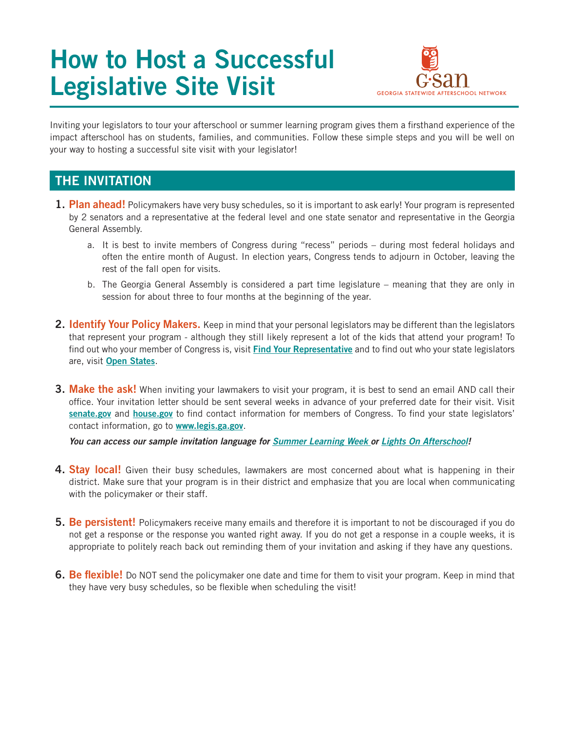# How to Host a Successful Legislative Site Visit

GSAN
GEORGIA STATEWIDE AFTERSCHOOL NETWORK

Inviting your legislators to tour your afterschool or summer learning program gives them a firsthand experience of the impact afterschool has on students, families, and communities. Follow these simple steps and you will be well on your way to hosting a successful site visit with your legislator!

## THE INVITATION

1. **Plan ahead!** Policymakers have very busy schedules, so it is important to ask early! Your program is represented by 2 senators and a representative at the federal level and one state senator and representative in the Georgia General Assembly.
   a. It is best to invite members of Congress during "recess" periods – during most federal holidays and often the entire month of August. In election years, Congress tends to adjourn in October, leaving the rest of the fall open for visits.
   b. The Georgia General Assembly is considered a part time legislature – meaning that they are only in session for about three to four months at the beginning of the year.

2. **Identify Your Policy Makers.** Keep in mind that your personal legislators may be different than the legislators that represent your program - although they still likely represent a lot of the kids that attend your program! To find out who your member of Congress is, visit **Find Your Representative** and to find out who your state legislators are, visit **Open States**.

3. **Make the ask!** When inviting your lawmakers to visit your program, it is best to send an email AND call their office. Your invitation letter should be sent several weeks in advance of your preferred date for their visit. Visit **senate.gov** and **house.gov** to find contact information for members of Congress. To find your state legislators' contact information, go to **www.legis.ga.gov**.

   ***You can access our sample invitation language for Summer Learning Week or Lights On Afterschool!***

4. **Stay local!** Given their busy schedules, lawmakers are most concerned about what is happening in their district. Make sure that your program is in their district and emphasize that you are local when communicating with the policymaker or their staff.

5. **Be persistent!** Policymakers receive many emails and therefore it is important to not be discouraged if you do not get a response or the response you wanted right away. If you do not get a response in a couple weeks, it is appropriate to politely reach back out reminding them of your invitation and asking if they have any questions.

6. **Be flexible!** Do NOT send the policymaker one date and time for them to visit your program. Keep in mind that they have very busy schedules, so be flexible when scheduling the visit!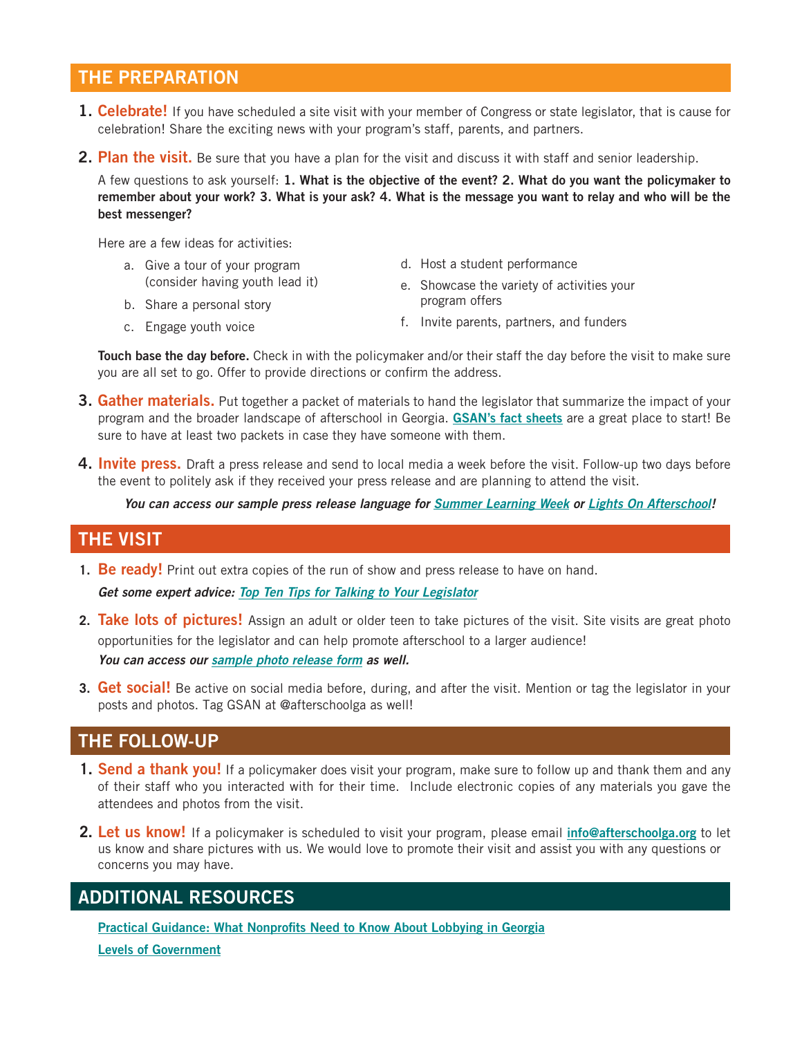## THE PREPARATION

1. **Celebrate!** If you have scheduled a site visit with your member of Congress or state legislator, that is cause for celebration! Share the exciting news with your program's staff, parents, and partners.

2. **Plan the visit.** Be sure that you have a plan for the visit and discuss it with staff and senior leadership.

   A few questions to ask yourself: **1. What is the objective of the event? 2. What do you want the policymaker to remember about your work? 3. What is your ask? 4. What is the message you want to relay and who will be the best messenger?**

   Here are a few ideas for activities:

   a. Give a tour of your program (consider having youth lead it)
   b. Share a personal story
   c. Engage youth voice
   d. Host a student performance
   e. Showcase the variety of activities your program offers
   f. Invite parents, partners, and funders

   **Touch base the day before.** Check in with the policymaker and/or their staff the day before the visit to make sure you are all set to go. Offer to provide directions or confirm the address.

3. **Gather materials.** Put together a packet of materials to hand the legislator that summarize the impact of your program and the broader landscape of afterschool in Georgia. **GSAN's fact sheets** are a great place to start! Be sure to have at least two packets in case they have someone with them.

4. **Invite press.** Draft a press release and send to local media a week before the visit. Follow-up two days before the event to politely ask if they received your press release and are planning to attend the visit.

   ***You can access our sample press release language for Summer Learning Week or Lights On Afterschool!***

## THE VISIT

1. **Be ready!** Print out extra copies of the run of show and press release to have on hand.

   ***Get some expert advice: Top Ten Tips for Talking to Your Legislator***

2. **Take lots of pictures!** Assign an adult or older teen to take pictures of the visit. Site visits are great photo opportunities for the legislator and can help promote afterschool to a larger audience!

   ***You can access our sample photo release form as well.***

3. **Get social!** Be active on social media before, during, and after the visit. Mention or tag the legislator in your posts and photos. Tag GSAN at @afterschoolga as well!

## THE FOLLOW-UP

1. **Send a thank you!** If a policymaker does visit your program, make sure to follow up and thank them and any of their staff who you interacted with for their time. Include electronic copies of any materials you gave the attendees and photos from the visit.

2. **Let us know!** If a policymaker is scheduled to visit your program, please email **info@afterschoolga.org** to let us know and share pictures with us. We would love to promote their visit and assist you with any questions or concerns you may have.

## ADDITIONAL RESOURCES

**Practical Guidance: What Nonprofits Need to Know About Lobbying in Georgia**

**Levels of Government**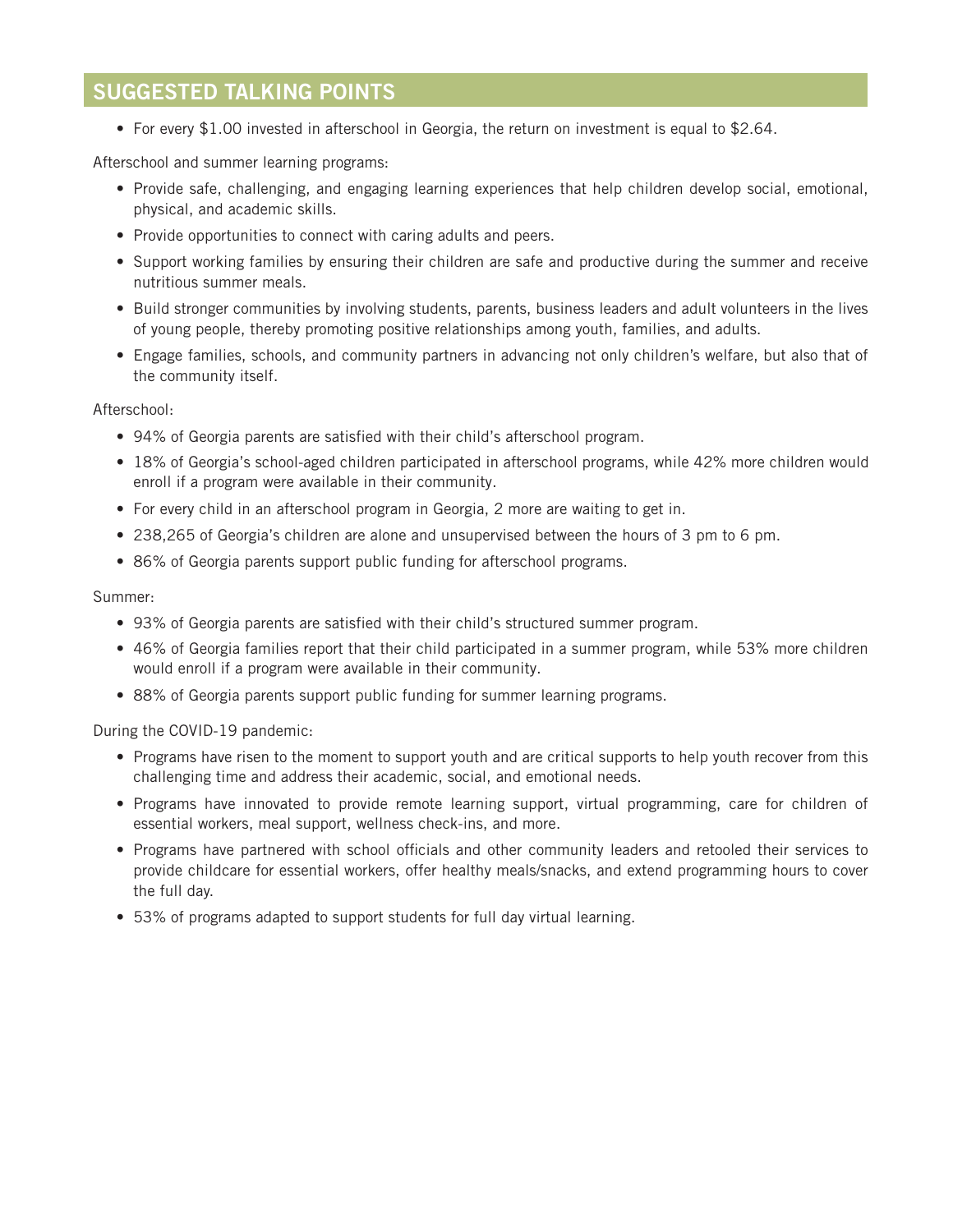## SUGGESTED TALKING POINTS

- For every $1.00 invested in afterschool in Georgia, the return on investment is equal to $2.64.

Afterschool and summer learning programs:

- Provide safe, challenging, and engaging learning experiences that help children develop social, emotional, physical, and academic skills.
- Provide opportunities to connect with caring adults and peers.
- Support working families by ensuring their children are safe and productive during the summer and receive nutritious summer meals.
- Build stronger communities by involving students, parents, business leaders and adult volunteers in the lives of young people, thereby promoting positive relationships among youth, families, and adults.
- Engage families, schools, and community partners in advancing not only children's welfare, but also that of the community itself.

Afterschool:

- 94% of Georgia parents are satisfied with their child's afterschool program.
- 18% of Georgia's school-aged children participated in afterschool programs, while 42% more children would enroll if a program were available in their community.
- For every child in an afterschool program in Georgia, 2 more are waiting to get in.
- 238,265 of Georgia's children are alone and unsupervised between the hours of 3 pm to 6 pm.
- 86% of Georgia parents support public funding for afterschool programs.

Summer:

- 93% of Georgia parents are satisfied with their child's structured summer program.
- 46% of Georgia families report that their child participated in a summer program, while 53% more children would enroll if a program were available in their community.
- 88% of Georgia parents support public funding for summer learning programs.

During the COVID-19 pandemic:

- Programs have risen to the moment to support youth and are critical supports to help youth recover from this challenging time and address their academic, social, and emotional needs.
- Programs have innovated to provide remote learning support, virtual programming, care for children of essential workers, meal support, wellness check-ins, and more.
- Programs have partnered with school officials and other community leaders and retooled their services to provide childcare for essential workers, offer healthy meals/snacks, and extend programming hours to cover the full day.
- 53% of programs adapted to support students for full day virtual learning.